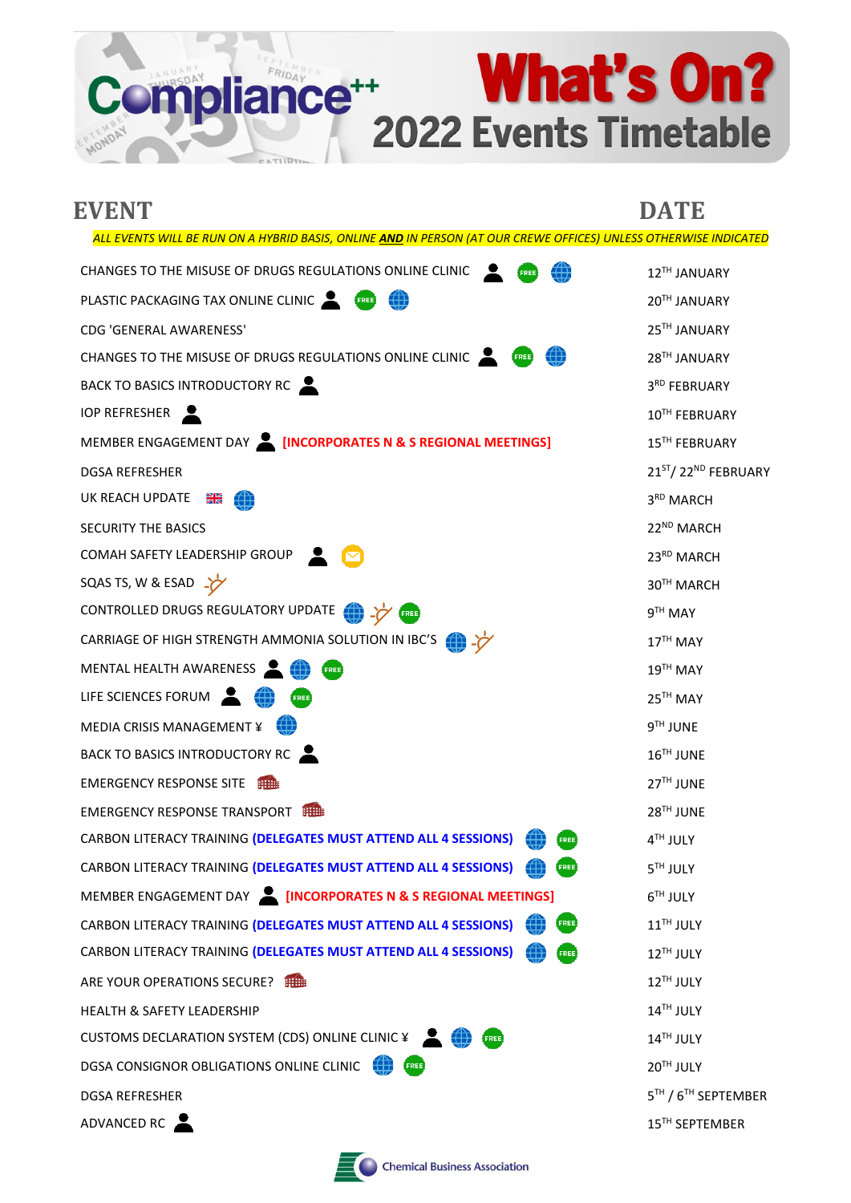# Compliance++ What's On? 2022 Events Timetable

| EVENT | DATE |
|---|---|
| *ALL EVENTS WILL BE RUN ON A HYBRID BASIS, ONLINE **AND** IN PERSON (AT OUR CREWE OFFICES) UNLESS OTHERWISE INDICATED* | |
| CHANGES TO THE MISUSE OF DRUGS REGULATIONS ONLINE CLINIC | 12TH JANUARY |
| PLASTIC PACKAGING TAX ONLINE CLINIC | 20TH JANUARY |
| CDG 'GENERAL AWARENESS' | 25TH JANUARY |
| CHANGES TO THE MISUSE OF DRUGS REGULATIONS ONLINE CLINIC | 28TH JANUARY |
| BACK TO BASICS INTRODUCTORY RC | 3RD FEBRUARY |
| IOP REFRESHER | 10TH FEBRUARY |
| MEMBER ENGAGEMENT DAY [INCORPORATES N & S REGIONAL MEETINGS] | 15TH FEBRUARY |
| DGSA REFRESHER | 21ST/ 22ND FEBRUARY |
| UK REACH UPDATE | 3RD MARCH |
| SECURITY THE BASICS | 22ND MARCH |
| COMAH SAFETY LEADERSHIP GROUP | 23RD MARCH |
| SQAS TS, W & ESAD | 30TH MARCH |
| CONTROLLED DRUGS REGULATORY UPDATE | 9TH MAY |
| CARRIAGE OF HIGH STRENGTH AMMONIA SOLUTION IN IBC'S | 17TH MAY |
| MENTAL HEALTH AWARENESS | 19TH MAY |
| LIFE SCIENCES FORUM | 25TH MAY |
| MEDIA CRISIS MANAGEMENT ¥ | 9TH JUNE |
| BACK TO BASICS INTRODUCTORY RC | 16TH JUNE |
| EMERGENCY RESPONSE SITE | 27TH JUNE |
| EMERGENCY RESPONSE TRANSPORT | 28TH JUNE |
| CARBON LITERACY TRAINING **(DELEGATES MUST ATTEND ALL 4 SESSIONS)** | 4TH JULY |
| CARBON LITERACY TRAINING **(DELEGATES MUST ATTEND ALL 4 SESSIONS)** | 5TH JULY |
| MEMBER ENGAGEMENT DAY [INCORPORATES N & S REGIONAL MEETINGS] | 6TH JULY |
| CARBON LITERACY TRAINING **(DELEGATES MUST ATTEND ALL 4 SESSIONS)** | 11TH JULY |
| CARBON LITERACY TRAINING **(DELEGATES MUST ATTEND ALL 4 SESSIONS)** | 12TH JULY |
| ARE YOUR OPERATIONS SECURE? | 12TH JULY |
| HEALTH & SAFETY LEADERSHIP | 14TH JULY |
| CUSTOMS DECLARATION SYSTEM (CDS) ONLINE CLINIC ¥ | 14TH JULY |
| DGSA CONSIGNOR OBLIGATIONS ONLINE CLINIC | 20TH JULY |
| DGSA REFRESHER | 5TH / 6TH SEPTEMBER |
| ADVANCED RC | 15TH SEPTEMBER |

Chemical Business Association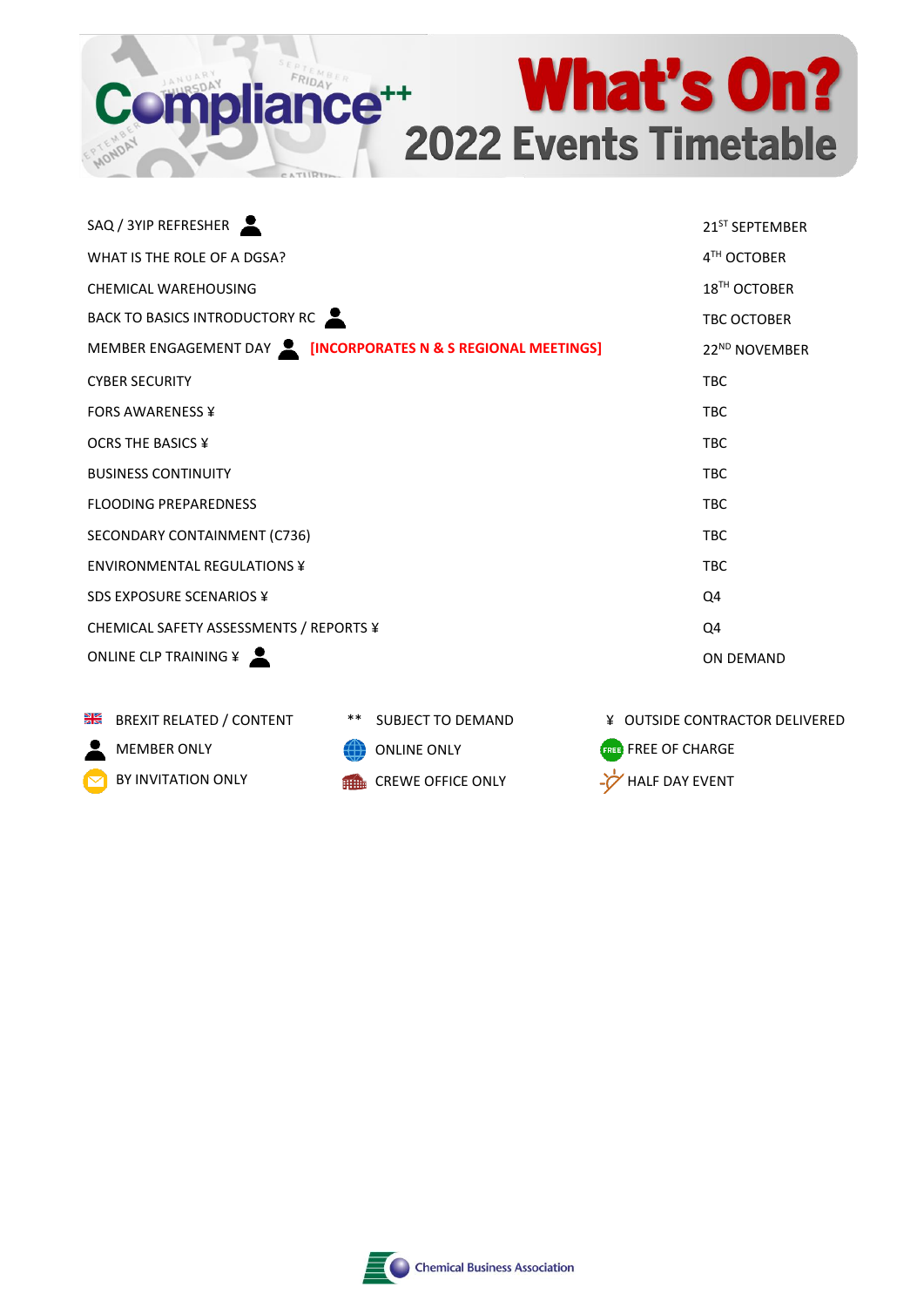# Compliance++ What's On? 2022 Events Timetable

| | |
|---|---|
| SAQ / 3YIP REFRESHER 👤 | 21ST SEPTEMBER |
| WHAT IS THE ROLE OF A DGSA? | 4TH OCTOBER |
| CHEMICAL WAREHOUSING | 18TH OCTOBER |
| BACK TO BASICS INTRODUCTORY RC 👤 | TBC OCTOBER |
| MEMBER ENGAGEMENT DAY 👤 **[INCORPORATES N & S REGIONAL MEETINGS]** | 22ND NOVEMBER |
| CYBER SECURITY | TBC |
| FORS AWARENESS ¥ | TBC |
| OCRS THE BASICS ¥ | TBC |
| BUSINESS CONTINUITY | TBC |
| FLOODING PREPAREDNESS | TBC |
| SECONDARY CONTAINMENT (C736) | TBC |
| ENVIRONMENTAL REGULATIONS ¥ | TBC |
| SDS EXPOSURE SCENARIOS ¥ | Q4 |
| CHEMICAL SAFETY ASSESSMENTS / REPORTS ¥ | Q4 |
| ONLINE CLP TRAINING ¥ 👤 | ON DEMAND |

BREXIT RELATED / CONTENT

** SUBJECT TO DEMAND

¥ OUTSIDE CONTRACTOR DELIVERED

MEMBER ONLY

ONLINE ONLY

FREE OF CHARGE

BY INVITATION ONLY

CREWE OFFICE ONLY

HALF DAY EVENT

Chemical Business Association